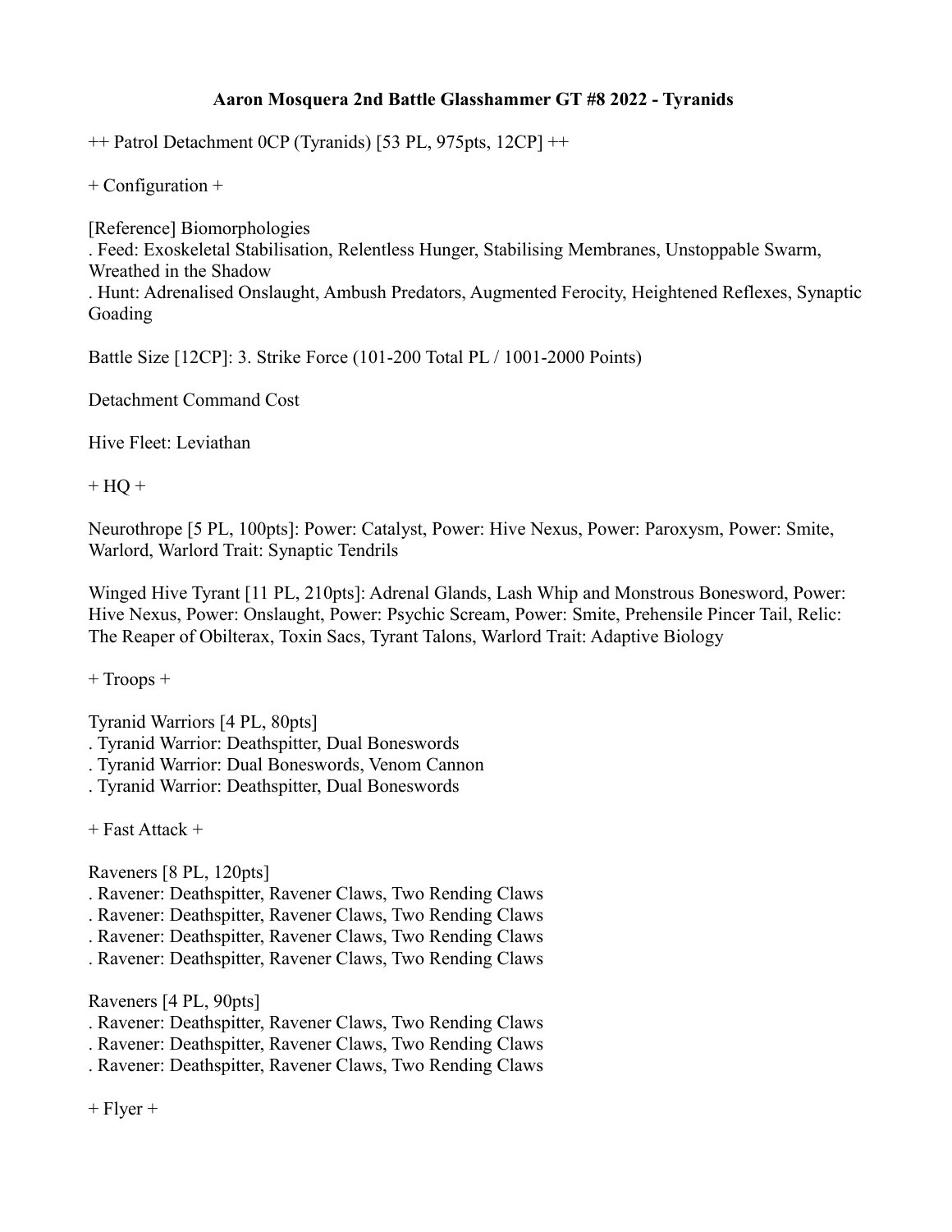# Aaron Mosquera 2nd Battle Glasshammer GT #8 2022 - Tyranids

++ Patrol Detachment 0CP (Tyranids) [53 PL, 975pts, 12CP] ++

+ Configuration +

[Reference] Biomorphologies
. Feed: Exoskeletal Stabilisation, Relentless Hunger, Stabilising Membranes, Unstoppable Swarm, Wreathed in the Shadow
. Hunt: Adrenalised Onslaught, Ambush Predators, Augmented Ferocity, Heightened Reflexes, Synaptic Goading

Battle Size [12CP]: 3. Strike Force (101-200 Total PL / 1001-2000 Points)

Detachment Command Cost

Hive Fleet: Leviathan

+ HQ +

Neurothrope [5 PL, 100pts]: Power: Catalyst, Power: Hive Nexus, Power: Paroxysm, Power: Smite, Warlord, Warlord Trait: Synaptic Tendrils

Winged Hive Tyrant [11 PL, 210pts]: Adrenal Glands, Lash Whip and Monstrous Bonesword, Power: Hive Nexus, Power: Onslaught, Power: Psychic Scream, Power: Smite, Prehensile Pincer Tail, Relic: The Reaper of Obilterax, Toxin Sacs, Tyrant Talons, Warlord Trait: Adaptive Biology

+ Troops +

Tyranid Warriors [4 PL, 80pts]
. Tyranid Warrior: Deathspitter, Dual Boneswords
. Tyranid Warrior: Dual Boneswords, Venom Cannon
. Tyranid Warrior: Deathspitter, Dual Boneswords

+ Fast Attack +

Raveners [8 PL, 120pts]
. Ravener: Deathspitter, Ravener Claws, Two Rending Claws
. Ravener: Deathspitter, Ravener Claws, Two Rending Claws
. Ravener: Deathspitter, Ravener Claws, Two Rending Claws
. Ravener: Deathspitter, Ravener Claws, Two Rending Claws

Raveners [4 PL, 90pts]
. Ravener: Deathspitter, Ravener Claws, Two Rending Claws
. Ravener: Deathspitter, Ravener Claws, Two Rending Claws
. Ravener: Deathspitter, Ravener Claws, Two Rending Claws

+ Flyer +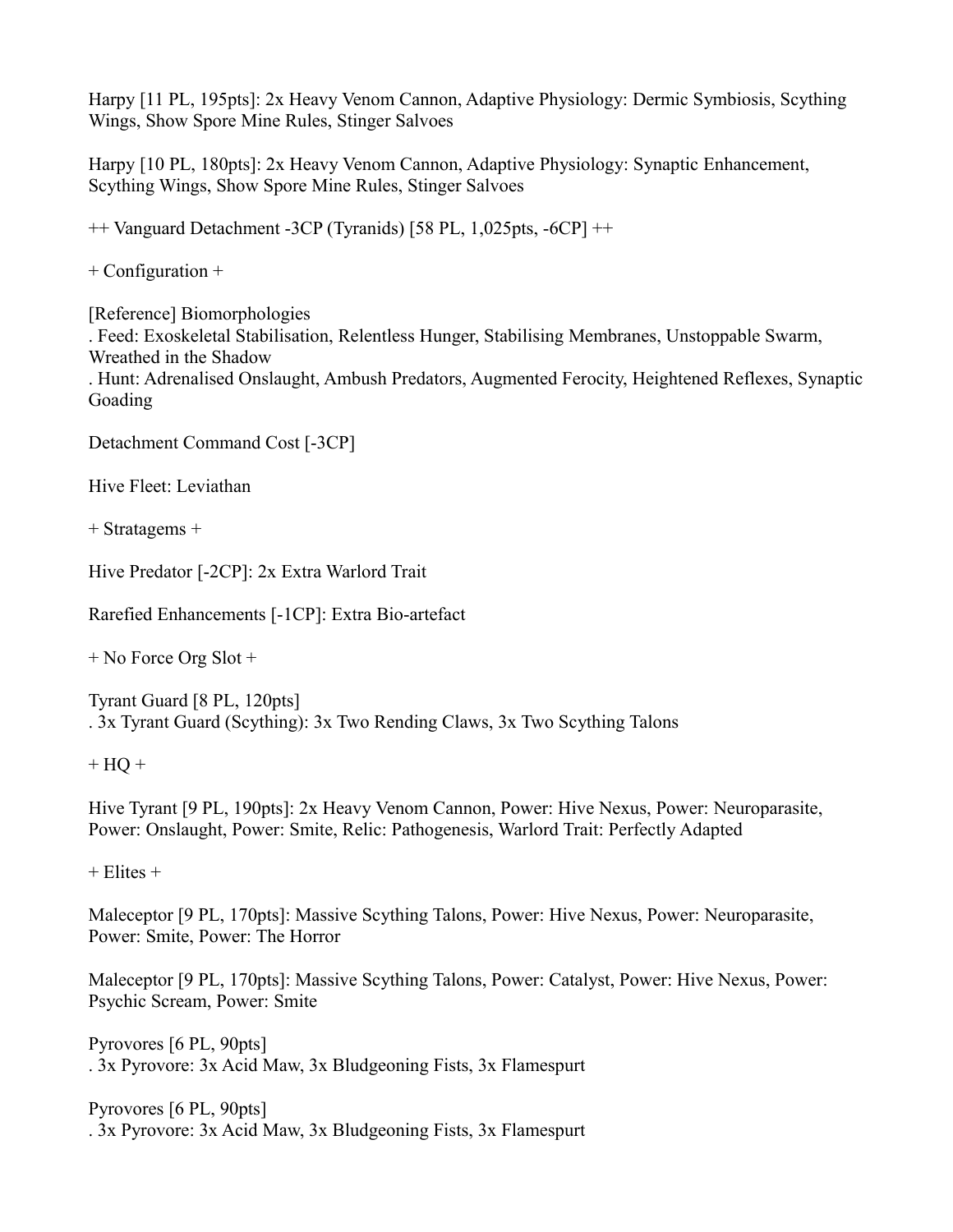Harpy [11 PL, 195pts]: 2x Heavy Venom Cannon, Adaptive Physiology: Dermic Symbiosis, Scything Wings, Show Spore Mine Rules, Stinger Salvoes

Harpy [10 PL, 180pts]: 2x Heavy Venom Cannon, Adaptive Physiology: Synaptic Enhancement, Scything Wings, Show Spore Mine Rules, Stinger Salvoes

++ Vanguard Detachment -3CP (Tyranids) [58 PL, 1,025pts, -6CP] ++

+ Configuration +

[Reference] Biomorphologies
. Feed: Exoskeletal Stabilisation, Relentless Hunger, Stabilising Membranes, Unstoppable Swarm, Wreathed in the Shadow
. Hunt: Adrenalised Onslaught, Ambush Predators, Augmented Ferocity, Heightened Reflexes, Synaptic Goading

Detachment Command Cost [-3CP]

Hive Fleet: Leviathan

+ Stratagems +

Hive Predator [-2CP]: 2x Extra Warlord Trait

Rarefied Enhancements [-1CP]: Extra Bio-artefact

+ No Force Org Slot +

Tyrant Guard [8 PL, 120pts]
. 3x Tyrant Guard (Scything): 3x Two Rending Claws, 3x Two Scything Talons

+ HQ +

Hive Tyrant [9 PL, 190pts]: 2x Heavy Venom Cannon, Power: Hive Nexus, Power: Neuroparasite, Power: Onslaught, Power: Smite, Relic: Pathogenesis, Warlord Trait: Perfectly Adapted

+ Elites +

Maleceptor [9 PL, 170pts]: Massive Scything Talons, Power: Hive Nexus, Power: Neuroparasite, Power: Smite, Power: The Horror

Maleceptor [9 PL, 170pts]: Massive Scything Talons, Power: Catalyst, Power: Hive Nexus, Power: Psychic Scream, Power: Smite

Pyrovores [6 PL, 90pts]
. 3x Pyrovore: 3x Acid Maw, 3x Bludgeoning Fists, 3x Flamespurt

Pyrovores [6 PL, 90pts]
. 3x Pyrovore: 3x Acid Maw, 3x Bludgeoning Fists, 3x Flamespurt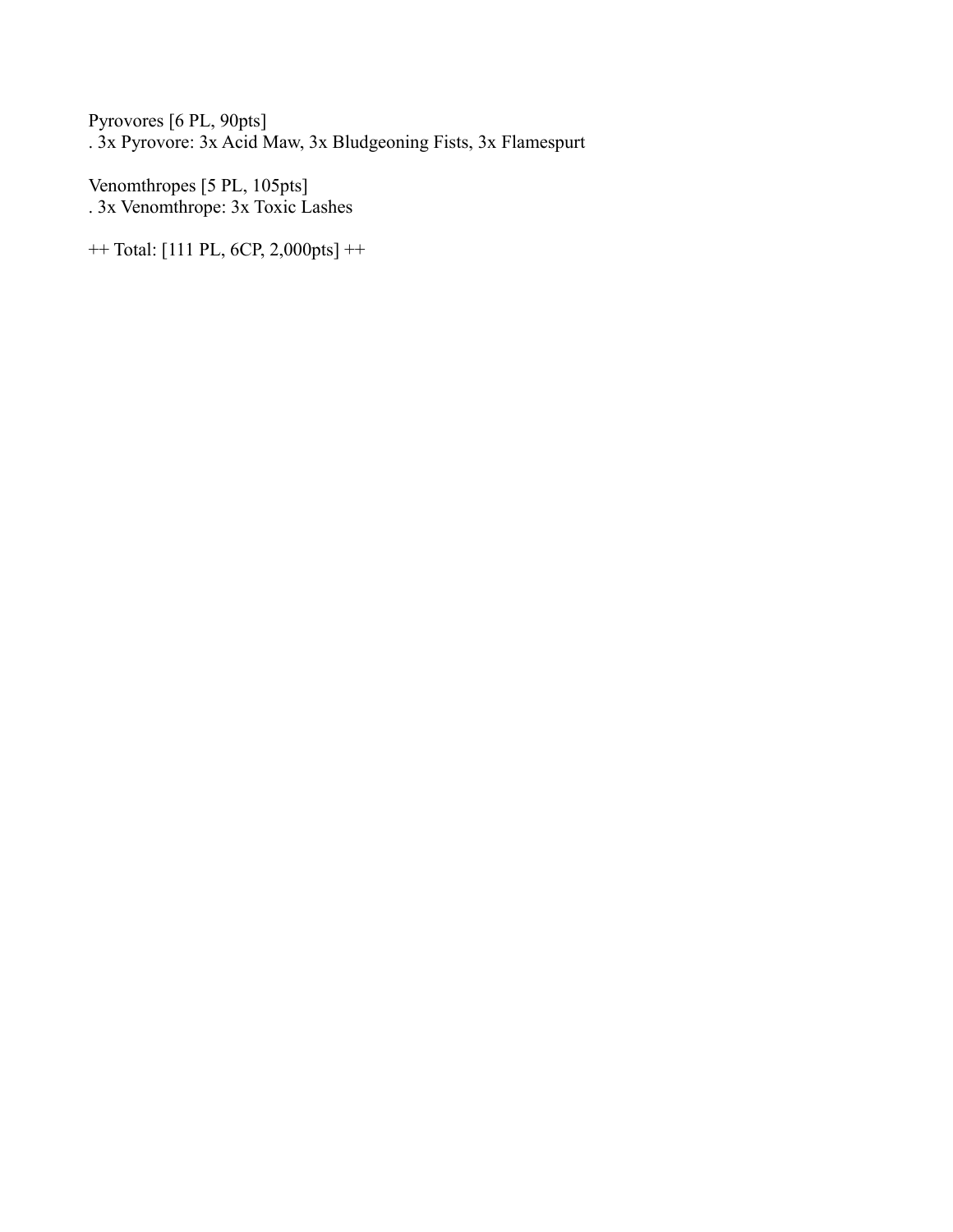Pyrovores [6 PL, 90pts]
. 3x Pyrovore: 3x Acid Maw, 3x Bludgeoning Fists, 3x Flamespurt

Venomthropes [5 PL, 105pts]
. 3x Venomthrope: 3x Toxic Lashes

++ Total: [111 PL, 6CP, 2,000pts] ++